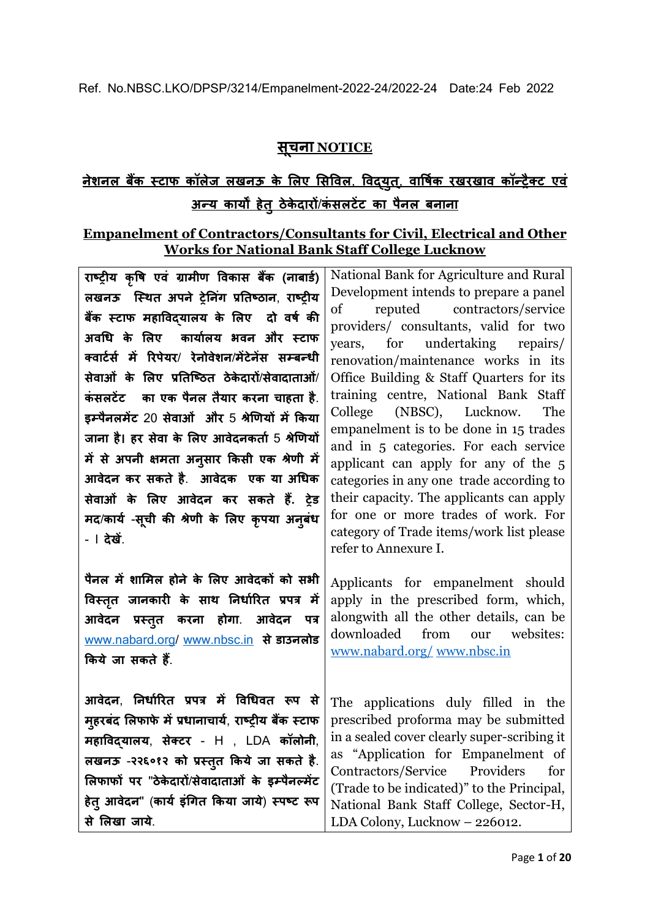Ref. No.NBSC.LKO/DPSP/3214/Empanelment-2022-24/2022-24 Date:24 Feb 2022

# सूचना NOTICE

## नेशनल बैंक स्टाफ कॉलेज लखनऊ के लिए सिविल, विद्युत, वार्षिक रखरखाव कॉन्ट्रैक्ट एवं अन्य कार्यों हेतु ठेकेदारों/कंसलटेंट का पैनल बनाना

## Empanelment of Contractors/Consultants for Civil, Electrical and Other Works for National Bank Staff College Lucknow

| | |
|---|---|
| राष्ट्रीय कृषि एवं ग्रामीण विकास बैंक (नाबार्ड) लखनऊ स्थित अपने ट्रेनिंग प्रतिष्ठान, राष्ट्रीय बैंक स्टाफ महाविद्यालय के लिए दो वर्ष की अवधि के लिए कार्यालय भवन और स्टाफ क्वार्टर्स में रिपेयर/ रेनोवेशन/मेंटेनंस सम्बन्धी सेवाओं के लिए प्रतिष्ठित ठेकेदारों/सेवादाताओं/ कंसलटेंट का एक पैनल तैयार करना चाहता है. इम्पैनलमेंट 20 सेवाओं और 5 श्रेणियों में किया जाना है। हर सेवा के लिए आवेदनकर्ता 5 श्रेणियों में से अपनी क्षमता अनुसार किसी एक श्रेणी में आवेदन कर सकते है. आवेदक एक या अधिक सेवाओं के लिए आवेदन कर सकते हैं. ट्रेड मद/कार्य -सूची की श्रेणी के लिए कृपया अनुबंध - I देखें. | National Bank for Agriculture and Rural Development intends to prepare a panel of reputed contractors/service providers/ consultants, valid for two years, for undertaking repairs/ renovation/maintenance works in its Office Building & Staff Quarters for its training centre, National Bank Staff College (NBSC), Lucknow. The empanelment is to be done in 15 trades and in 5 categories. For each service applicant can apply for any of the 5 categories in any one trade according to their capacity. The applicants can apply for one or more trades of work. For category of Trade items/work list please refer to Annexure I. |
| पैनल में शामिल होने के लिए आवेदकों को सभी विस्तृत जानकारी के साथ निर्धारित प्रपत्र में आवेदन प्रस्तुत करना होगा. आवेदन पत्र www.nabard.org/ www.nbsc.in से डाउनलोड किये जा सकते हैं. | Applicants for empanelment should apply in the prescribed form, which, alongwith all the other details, can be downloaded from our websites: www.nabard.org/ www.nbsc.in |
| आवेदन, निर्धारित प्रपत्र में विधिवत रूप से मुहरबंद लिफाफे में प्रधानाचार्य, राष्ट्रीय बैंक स्टाफ महाविद्यालय, सेक्टर - H , LDA कॉलोनी, लखनऊ -२२६०१२ को प्रस्तुत किये जा सकते है. लिफाफों पर "ठेकेदारों/सेवादाताओं के इम्पैनल्मेंट हेतु आवेदन" (कार्य इंगित किया जाये) स्पष्ट रूप से लिखा जाये. | The applications duly filled in the prescribed proforma may be submitted in a sealed cover clearly super-scribing it as "Application for Empanelment of Contractors/Service Providers for (Trade to be indicated)" to the Principal, National Bank Staff College, Sector-H, LDA Colony, Lucknow – 226012. |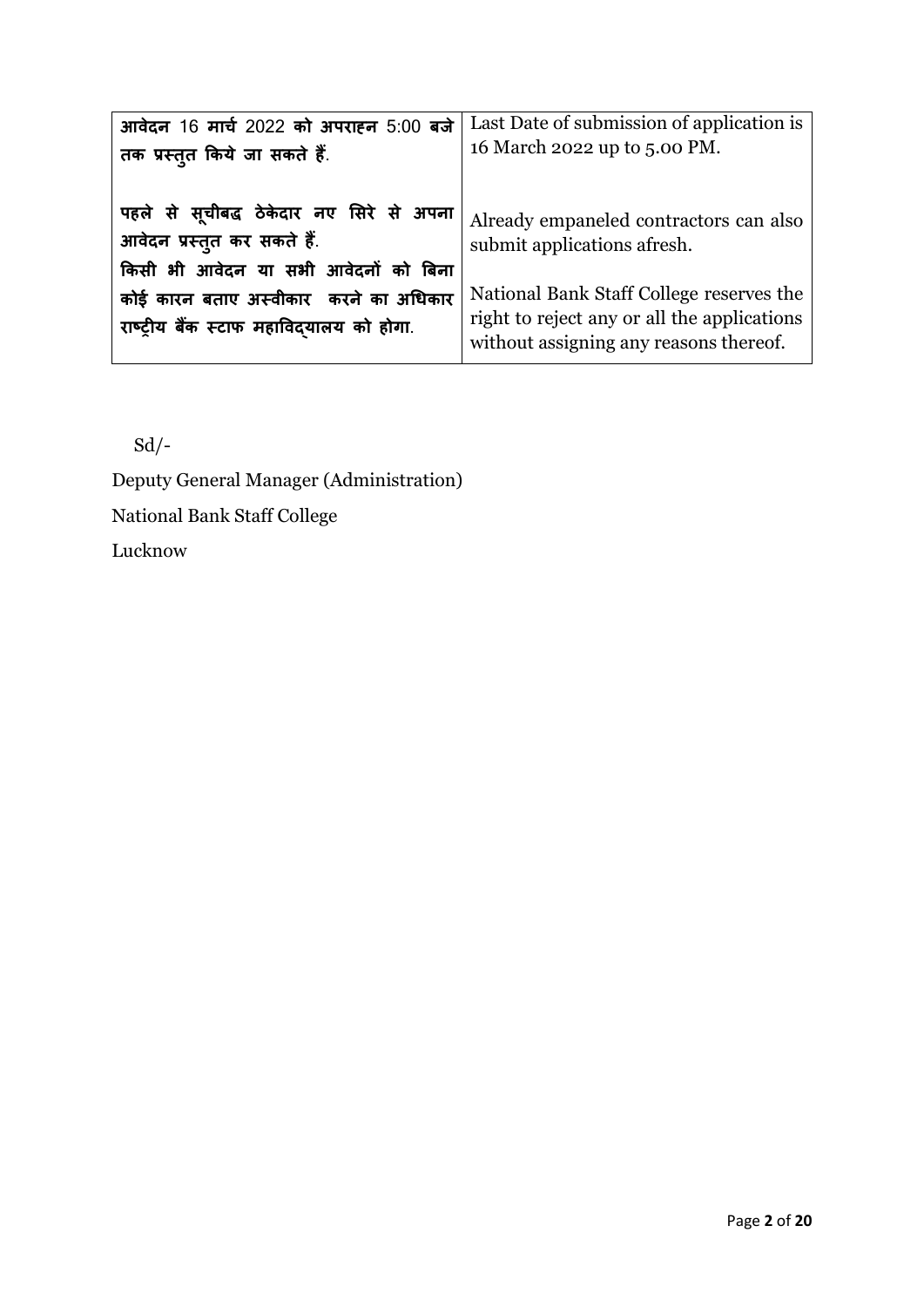| **आवेदन** 16 **मार्च** 2022 **को अपराह्न** 5:00 **बजे तक प्रस्तुत किये जा सकते हैं**. | Last Date of submission of application is 16 March 2022 up to 5.00 PM. |
|---|---|
| **पहले से सूचीबद्ध ठेकेदार नए सिरे से अपना आवेदन प्रस्तुत कर सकते हैं**. | Already empaneled contractors can also submit applications afresh. |
| **किसी भी आवेदन या सभी आवेदनों को बिना कोई कारन बताए अस्वीकार करने का अधिकार राष्ट्रीय बैंक स्टाफ महाविद्यालय को होगा**. | National Bank Staff College reserves the right to reject any or all the applications without assigning any reasons thereof. |

Sd/-

Deputy General Manager (Administration)

National Bank Staff College

Lucknow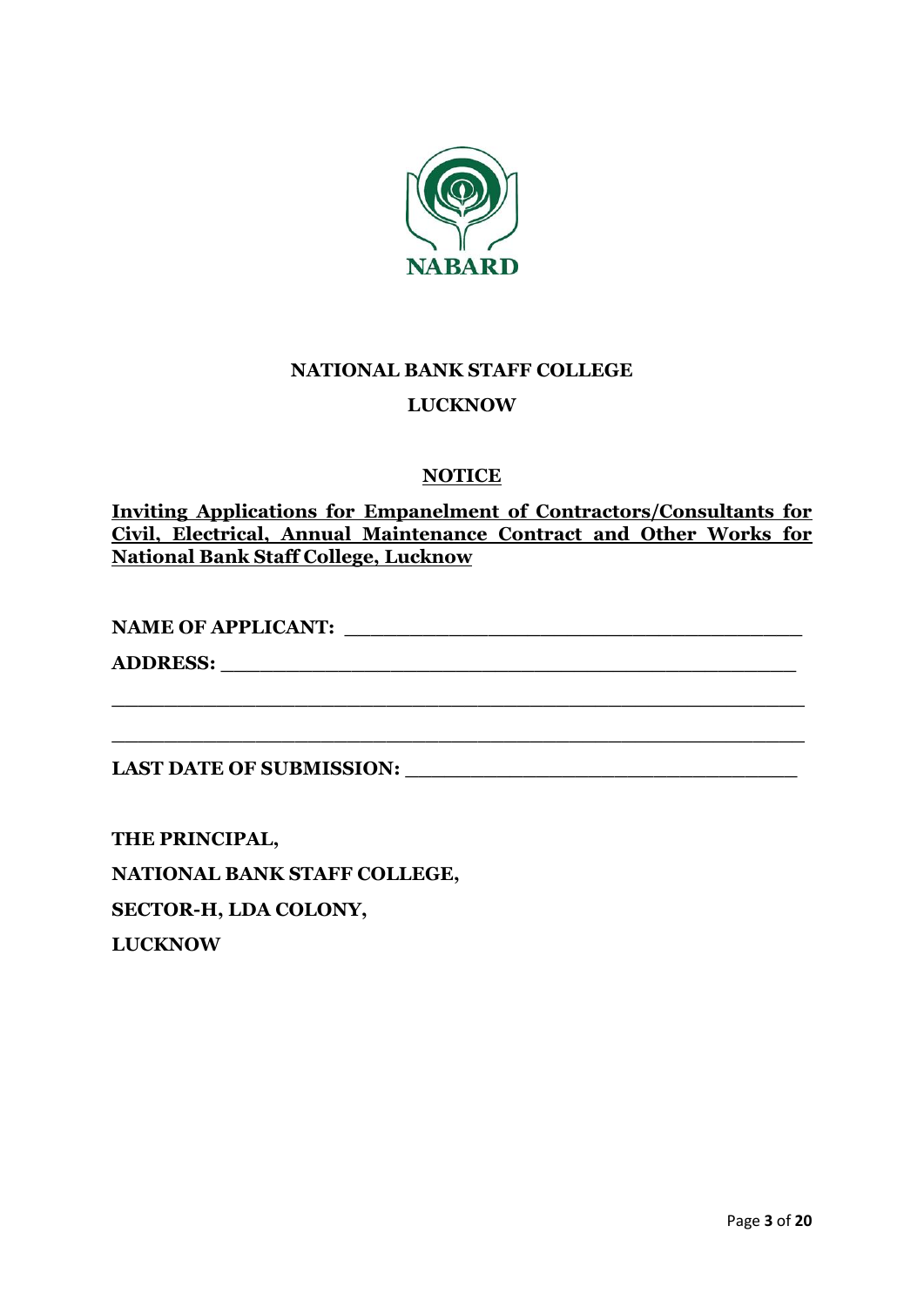NABARD

**NATIONAL BANK STAFF COLLEGE**

**LUCKNOW**

**NOTICE**

**Inviting Applications for Empanelment of Contractors/Consultants for Civil, Electrical, Annual Maintenance Contract and Other Works for National Bank Staff College, Lucknow**

**NAME OF APPLICANT:** ________________________________________

**ADDRESS:** ________________________________________

________________________________________

________________________________________

**LAST DATE OF SUBMISSION:** ________________________________________

**THE PRINCIPAL,**

**NATIONAL BANK STAFF COLLEGE,**

**SECTOR-H, LDA COLONY,**

**LUCKNOW**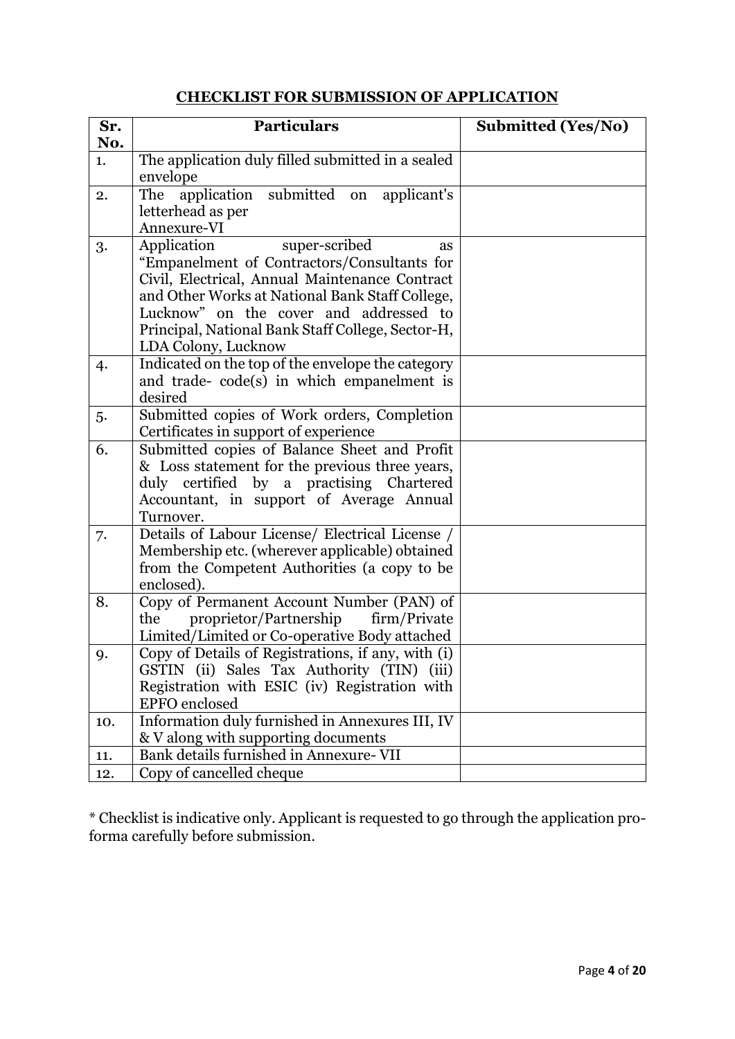## CHECKLIST FOR SUBMISSION OF APPLICATION

| Sr. No. | Particulars | Submitted (Yes/No) |
|---|---|---|
| 1. | The application duly filled submitted in a sealed envelope | |
| 2. | The application submitted on applicant's letterhead as per Annexure-VI | |
| 3. | Application super-scribed as "Empanelment of Contractors/Consultants for Civil, Electrical, Annual Maintenance Contract and Other Works at National Bank Staff College, Lucknow" on the cover and addressed to Principal, National Bank Staff College, Sector-H, LDA Colony, Lucknow | |
| 4. | Indicated on the top of the envelope the category and trade- code(s) in which empanelment is desired | |
| 5. | Submitted copies of Work orders, Completion Certificates in support of experience | |
| 6. | Submitted copies of Balance Sheet and Profit & Loss statement for the previous three years, duly certified by a practising Chartered Accountant, in support of Average Annual Turnover. | |
| 7. | Details of Labour License/ Electrical License / Membership etc. (wherever applicable) obtained from the Competent Authorities (a copy to be enclosed). | |
| 8. | Copy of Permanent Account Number (PAN) of the proprietor/Partnership firm/Private Limited/Limited or Co-operative Body attached | |
| 9. | Copy of Details of Registrations, if any, with (i) GSTIN (ii) Sales Tax Authority (TIN) (iii) Registration with ESIC (iv) Registration with EPFO enclosed | |
| 10. | Information duly furnished in Annexures III, IV & V along with supporting documents | |
| 11. | Bank details furnished in Annexure- VII | |
| 12. | Copy of cancelled cheque | |

* Checklist is indicative only. Applicant is requested to go through the application pro-forma carefully before submission.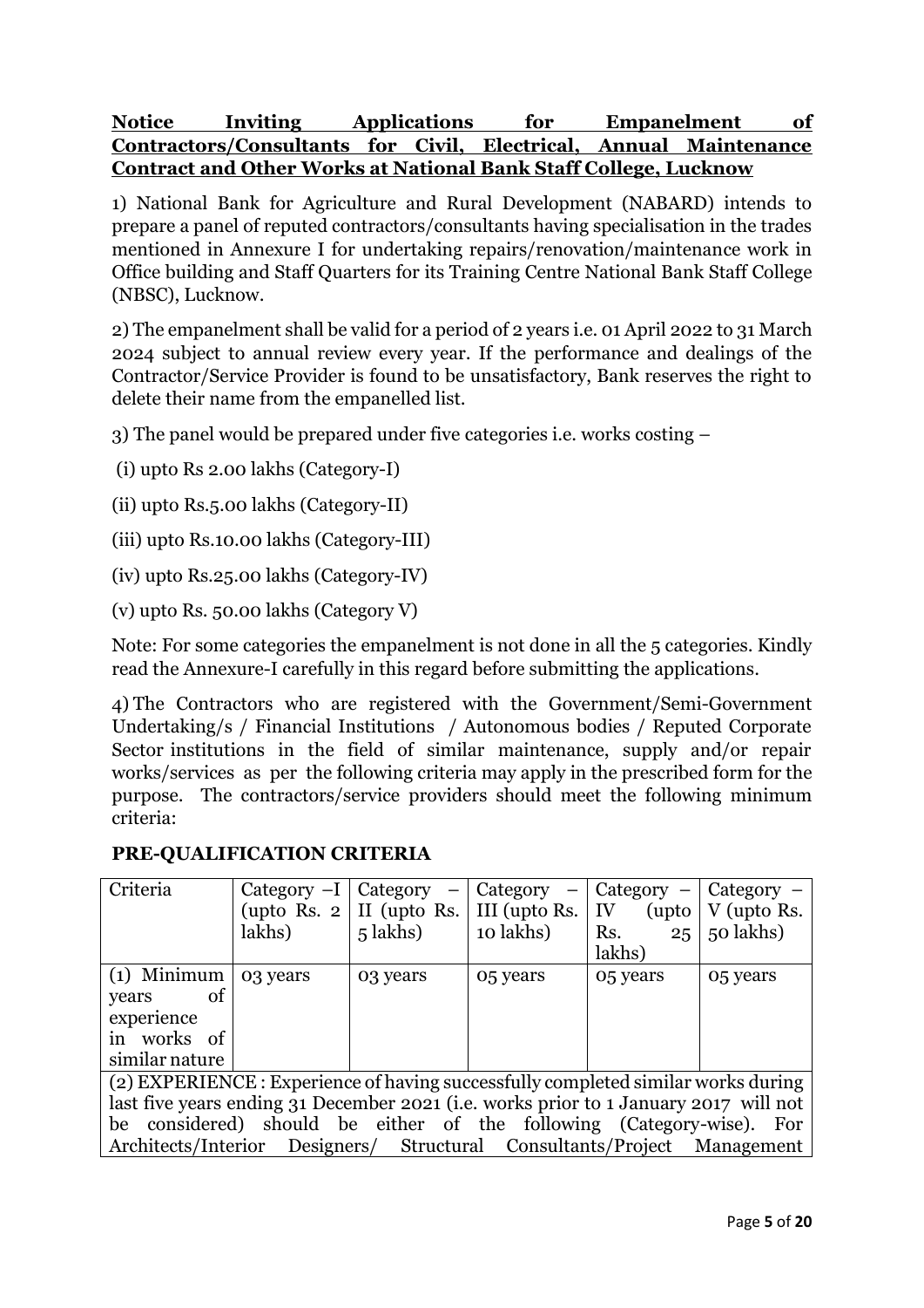**Notice Inviting Applications for Empanelment of Contractors/Consultants for Civil, Electrical, Annual Maintenance Contract and Other Works at National Bank Staff College, Lucknow**

1) National Bank for Agriculture and Rural Development (NABARD) intends to prepare a panel of reputed contractors/consultants having specialisation in the trades mentioned in Annexure I for undertaking repairs/renovation/maintenance work in Office building and Staff Quarters for its Training Centre National Bank Staff College (NBSC), Lucknow.

2) The empanelment shall be valid for a period of 2 years i.e. 01 April 2022 to 31 March 2024 subject to annual review every year. If the performance and dealings of the Contractor/Service Provider is found to be unsatisfactory, Bank reserves the right to delete their name from the empanelled list.

3) The panel would be prepared under five categories i.e. works costing –

(i) upto Rs 2.00 lakhs (Category-I)

(ii) upto Rs.5.00 lakhs (Category-II)

(iii) upto Rs.10.00 lakhs (Category-III)

(iv) upto Rs.25.00 lakhs (Category-IV)

(v) upto Rs. 50.00 lakhs (Category V)

Note: For some categories the empanelment is not done in all the 5 categories. Kindly read the Annexure-I carefully in this regard before submitting the applications.

4) The Contractors who are registered with the Government/Semi-Government Undertaking/s / Financial Institutions / Autonomous bodies / Reputed Corporate Sector institutions in the field of similar maintenance, supply and/or repair works/services as per the following criteria may apply in the prescribed form for the purpose. The contractors/service providers should meet the following minimum criteria:

**PRE-QUALIFICATION CRITERIA**

| Criteria | Category –I (upto Rs. 2 lakhs) | Category – II (upto Rs. 5 lakhs) | Category – III (upto Rs. 10 lakhs) | Category – IV (upto Rs. 25 lakhs) | Category – V (upto Rs. 50 lakhs) |
|---|---|---|---|---|---|
| (1) Minimum years of experience in works of similar nature | 03 years | 03 years | 05 years | 05 years | 05 years |
| (2) EXPERIENCE : Experience of having successfully completed similar works during last five years ending 31 December 2021 (i.e. works prior to 1 January 2017 will not be considered) should be either of the following (Category-wise). For Architects/Interior Designers/ Structural Consultants/Project Management | | | | | |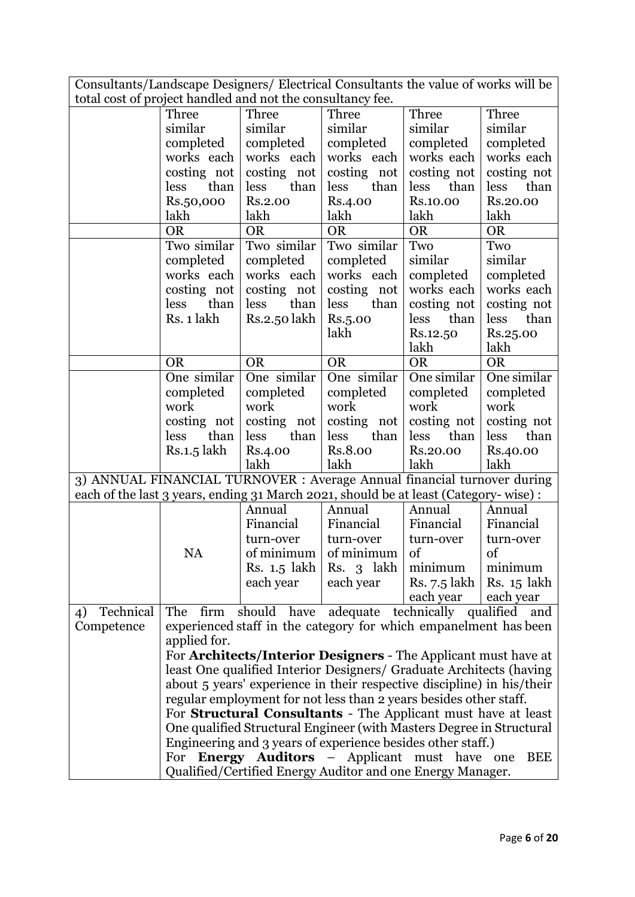| Consultants/Landscape Designers/ Electrical Consultants the value of works will be total cost of project handled and not the consultancy fee. | | | | | |
|---|---|---|---|---|---|
| | Three similar completed works each costing not less than Rs.50,000 lakh | Three similar completed works each costing not less than Rs.2.00 lakh | Three similar completed works each costing not less than Rs.4.00 lakh | Three similar completed works each costing not less than Rs.10.00 lakh | Three similar completed works each costing not less than Rs.20.00 lakh |
| | OR | OR | OR | OR | OR |
| | Two similar completed works each costing not less than Rs. 1 lakh | Two similar completed works each costing not less than Rs.2.50 lakh | Two similar completed works each costing not less than Rs.5.00 lakh | Two similar completed works each costing not less than Rs.12.50 lakh | Two similar completed works each costing not less than Rs.25.00 lakh |
| | OR | OR | OR | OR | OR |
| | One similar completed work costing not less than Rs.1.5 lakh | One similar completed work costing not less than Rs.4.00 lakh | One similar completed work costing not less than Rs.8.00 lakh | One similar completed work costing not less than Rs.20.00 lakh | One similar completed work costing not less than Rs.40.00 lakh |
| 3) ANNUAL FINANCIAL TURNOVER : Average Annual financial turnover during each of the last 3 years, ending 31 March 2021, should be at least (Category- wise) : | | | | | |
| | NA | Annual Financial turn-over of minimum Rs. 1.5 lakh each year | Annual Financial turn-over of minimum Rs. 3 lakh each year | Annual Financial turn-over of minimum Rs. 7.5 lakh each year | Annual Financial turn-over of minimum Rs. 15 lakh each year |
| 4) Technical Competence | The firm should have adequate technically qualified and experienced staff in the category for which empanelment has been applied for.<br>For **Architects/Interior Designers** - The Applicant must have at least One qualified Interior Designers/ Graduate Architects (having about 5 years' experience in their respective discipline) in his/their regular employment for not less than 2 years besides other staff.<br>For **Structural Consultants** - The Applicant must have at least One qualified Structural Engineer (with Masters Degree in Structural Engineering and 3 years of experience besides other staff.)<br>For **Energy Auditors** – Applicant must have one BEE Qualified/Certified Energy Auditor and one Energy Manager. | | | | |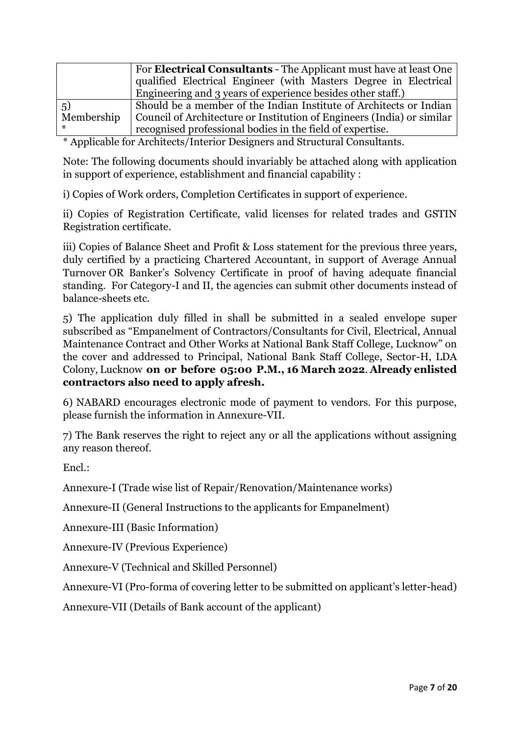| | |
|---|---|
| | For **Electrical Consultants** - The Applicant must have at least One qualified Electrical Engineer (with Masters Degree in Electrical Engineering and 3 years of experience besides other staff.) |
| 5) Membership * | Should be a member of the Indian Institute of Architects or Indian Council of Architecture or Institution of Engineers (India) or similar recognised professional bodies in the field of expertise. |

\* Applicable for Architects/Interior Designers and Structural Consultants.

Note: The following documents should invariably be attached along with application in support of experience, establishment and financial capability :

i) Copies of Work orders, Completion Certificates in support of experience.

ii) Copies of Registration Certificate, valid licenses for related trades and GSTIN Registration certificate.

iii) Copies of Balance Sheet and Profit & Loss statement for the previous three years, duly certified by a practicing Chartered Accountant, in support of Average Annual Turnover OR Banker's Solvency Certificate in proof of having adequate financial standing. For Category-I and II, the agencies can submit other documents instead of balance-sheets etc.

5) The application duly filled in shall be submitted in a sealed envelope super subscribed as "Empanelment of Contractors/Consultants for Civil, Electrical, Annual Maintenance Contract and Other Works at National Bank Staff College, Lucknow" on the cover and addressed to Principal, National Bank Staff College, Sector-H, LDA Colony, Lucknow **on or before 05:00 P.M., 16 March 2022**. **Already enlisted contractors also need to apply afresh.**

6) NABARD encourages electronic mode of payment to vendors. For this purpose, please furnish the information in Annexure-VII.

7) The Bank reserves the right to reject any or all the applications without assigning any reason thereof.

Encl.:

Annexure-I (Trade wise list of Repair/Renovation/Maintenance works)

Annexure-II (General Instructions to the applicants for Empanelment)

Annexure-III (Basic Information)

Annexure-IV (Previous Experience)

Annexure-V (Technical and Skilled Personnel)

Annexure-VI (Pro-forma of covering letter to be submitted on applicant's letter-head)

Annexure-VII (Details of Bank account of the applicant)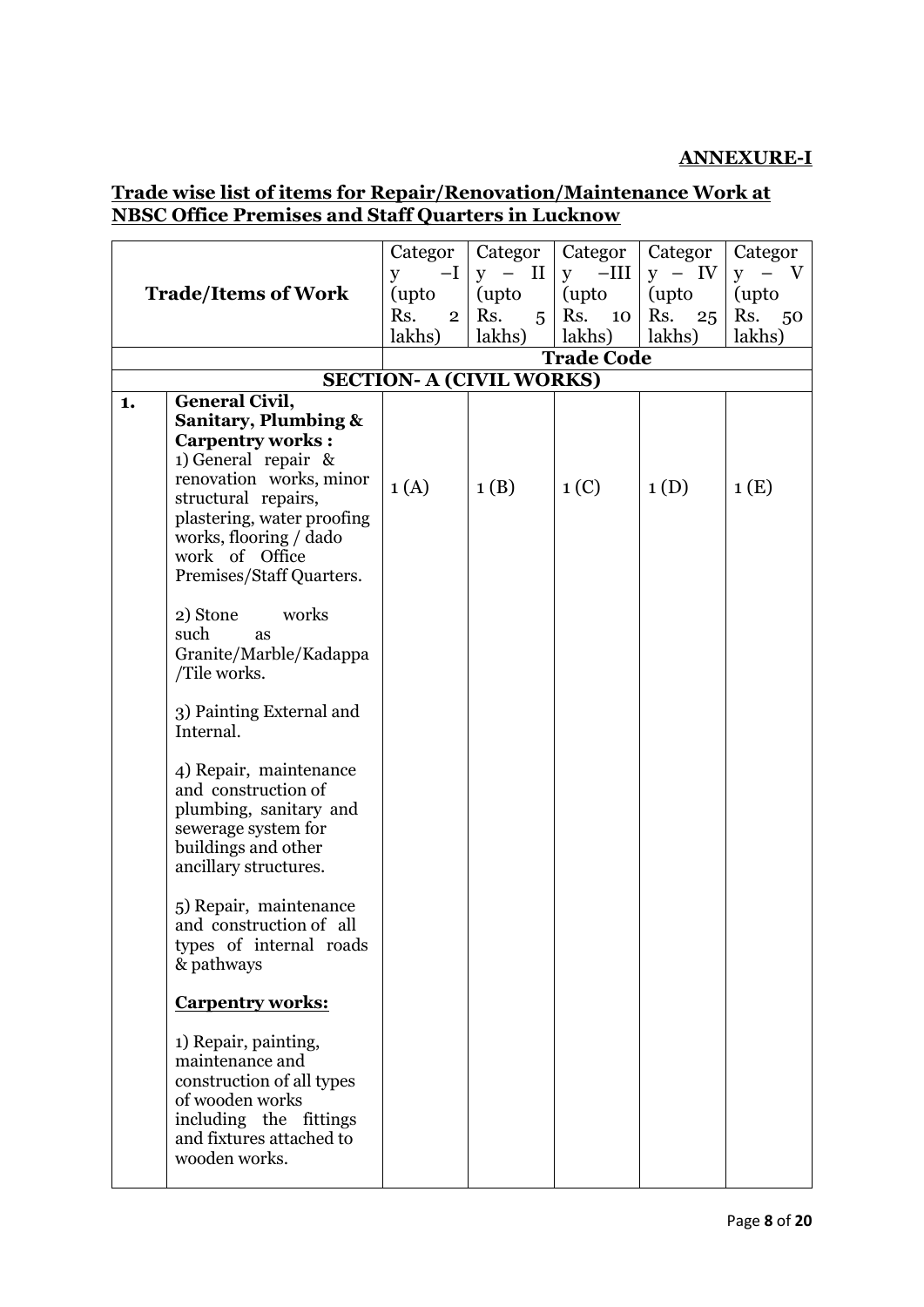**ANNEXURE-I**

## Trade wise list of items for Repair/Renovation/Maintenance Work at NBSC Office Premises and Staff Quarters in Lucknow

| | Trade/Items of Work | Category –I (upto Rs. 2 lakhs) | Category – II (upto Rs. 5 lakhs) | Category –III (upto Rs. 10 lakhs) | Category – IV (upto Rs. 25 lakhs) | Category – V (upto Rs. 50 lakhs) |
|---|---|---|---|---|---|---|
| | | **Trade Code** | | | | |
| | **SECTION- A (CIVIL WORKS)** | | | | | |
| **1.** | **General Civil, Sanitary, Plumbing & Carpentry works :**<br>1) General repair & renovation works, minor structural repairs, plastering, water proofing works, flooring / dado work of Office Premises/Staff Quarters.<br><br>2) Stone works such as Granite/Marble/Kadappa /Tile works.<br><br>3) Painting External and Internal.<br><br>4) Repair, maintenance and construction of plumbing, sanitary and sewerage system for buildings and other ancillary structures.<br><br>5) Repair, maintenance and construction of all types of internal roads & pathways<br><br>**Carpentry works:**<br><br>1) Repair, painting, maintenance and construction of all types of wooden works including the fittings and fixtures attached to wooden works. | 1 (A) | 1 (B) | 1 (C) | 1 (D) | 1 (E) |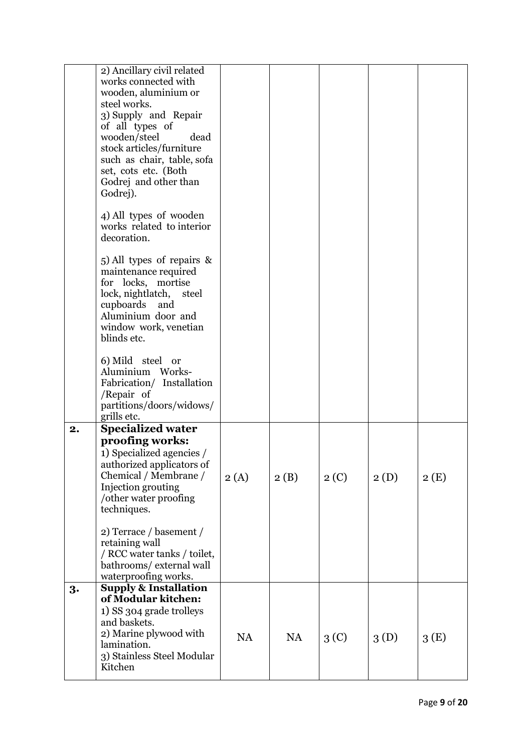| | | | | | | |
|---|---|---|---|---|---|---|
| | 2) Ancillary civil related works connected with wooden, aluminium or steel works.<br>3) Supply and Repair of all types of wooden/steel dead stock articles/furniture such as chair, table, sofa set, cots etc. (Both Godrej and other than Godrej).<br><br>4) All types of wooden works related to interior decoration.<br><br>5) All types of repairs & maintenance required for locks, mortise lock, nightlatch, steel cupboards and Aluminium door and window work, venetian blinds etc.<br><br>6) Mild steel or Aluminium Works- Fabrication/ Installation /Repair of partitions/doors/widows/ grills etc. | | | | | |
| **2.** | **Specialized water proofing works:**<br>1) Specialized agencies / authorized applicators of Chemical / Membrane / Injection grouting /other water proofing techniques.<br><br>2) Terrace / basement / retaining wall / RCC water tanks / toilet, bathrooms/ external wall waterproofing works. | 2 (A) | 2 (B) | 2 (C) | 2 (D) | 2 (E) |
| **3.** | **Supply & Installation of Modular kitchen:**<br>1) SS 304 grade trolleys and baskets.<br>2) Marine plywood with lamination.<br>3) Stainless Steel Modular Kitchen | NA | NA | 3 (C) | 3 (D) | 3 (E) |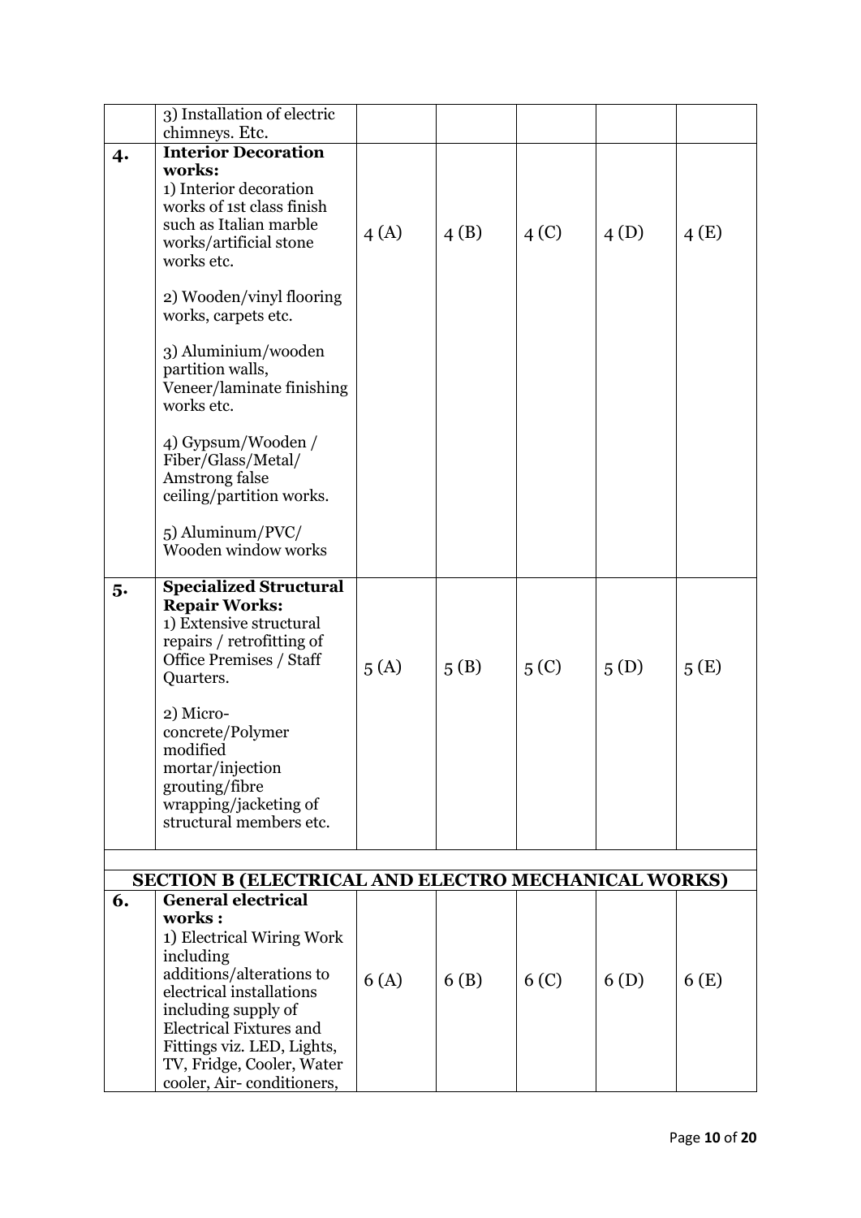| | | | | | | |
|---|---|---|---|---|---|---|
| | 3) Installation of electric chimneys. Etc. | | | | | |
| **4.** | **Interior Decoration works:**<br>1) Interior decoration works of 1st class finish such as Italian marble works/artificial stone works etc.<br><br>2) Wooden/vinyl flooring works, carpets etc.<br><br>3) Aluminium/wooden partition walls, Veneer/laminate finishing works etc.<br><br>4) Gypsum/Wooden / Fiber/Glass/Metal/ Amstrong false ceiling/partition works.<br><br>5) Aluminum/PVC/ Wooden window works | 4 (A) | 4 (B) | 4 (C) | 4 (D) | 4 (E) |
| **5.** | **Specialized Structural Repair Works:**<br>1) Extensive structural repairs / retrofitting of Office Premises / Staff Quarters.<br><br>2) Micro-concrete/Polymer modified mortar/injection grouting/fibre wrapping/jacketing of structural members etc. | 5 (A) | 5 (B) | 5 (C) | 5 (D) | 5 (E) |
| | | | | | | |
| | **SECTION B (ELECTRICAL AND ELECTRO MECHANICAL WORKS)** | | | | | |
| **6.** | **General electrical works :**<br>1) Electrical Wiring Work including additions/alterations to electrical installations including supply of Electrical Fixtures and Fittings viz. LED, Lights, TV, Fridge, Cooler, Water cooler, Air- conditioners, | 6 (A) | 6 (B) | 6 (C) | 6 (D) | 6 (E) |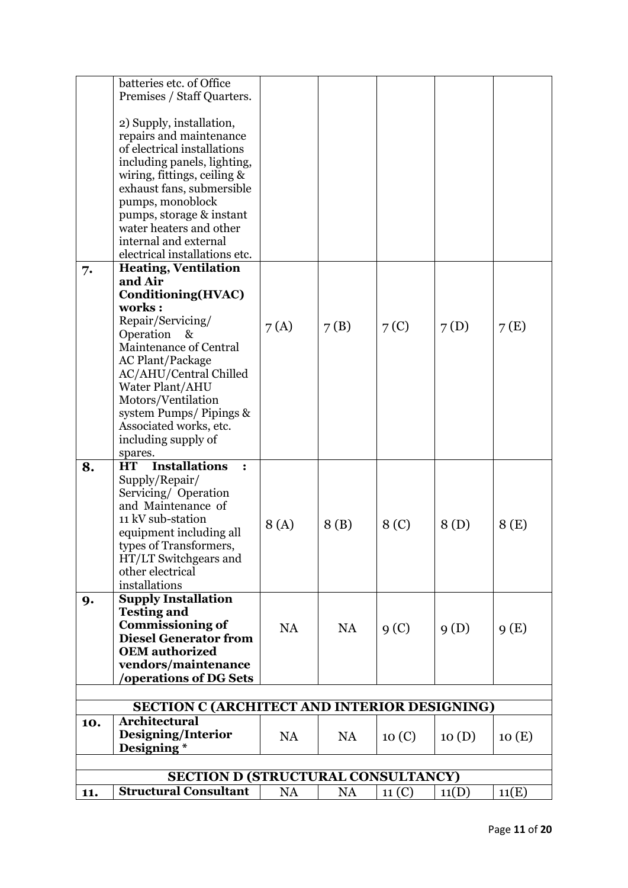| | | | | | | |
|---|---|---|---|---|---|---|
| | batteries etc. of Office Premises / Staff Quarters.<br><br>2) Supply, installation, repairs and maintenance of electrical installations including panels, lighting, wiring, fittings, ceiling & exhaust fans, submersible pumps, monoblock pumps, storage & instant water heaters and other internal and external electrical installations etc. | | | | | |
| 7. | **Heating, Ventilation and Air Conditioning(HVAC) works :** Repair/Servicing/ Operation & Maintenance of Central AC Plant/Package AC/AHU/Central Chilled Water Plant/AHU Motors/Ventilation system Pumps/ Pipings & Associated works, etc. including supply of spares. | 7 (A) | 7 (B) | 7 (C) | 7 (D) | 7 (E) |
| 8. | **HT Installations :** Supply/Repair/ Servicing/ Operation and Maintenance of 11 kV sub-station equipment including all types of Transformers, HT/LT Switchgears and other electrical installations | 8 (A) | 8 (B) | 8 (C) | 8 (D) | 8 (E) |
| 9. | **Supply Installation Testing and Commissioning of Diesel Generator from OEM authorized vendors/maintenance /operations of DG Sets** | NA | NA | 9 (C) | 9 (D) | 9 (E) |
| | | | | | | |
| | **SECTION C (ARCHITECT AND INTERIOR DESIGNING)** | | | | | |
| 10. | **Architectural Designing/Interior Designing** * | NA | NA | 10 (C) | 10 (D) | 10 (E) |
| | | | | | | |
| | **SECTION D (STRUCTURAL CONSULTANCY)** | | | | | |
| 11. | **Structural Consultant** | NA | NA | 11 (C) | 11(D) | 11(E) |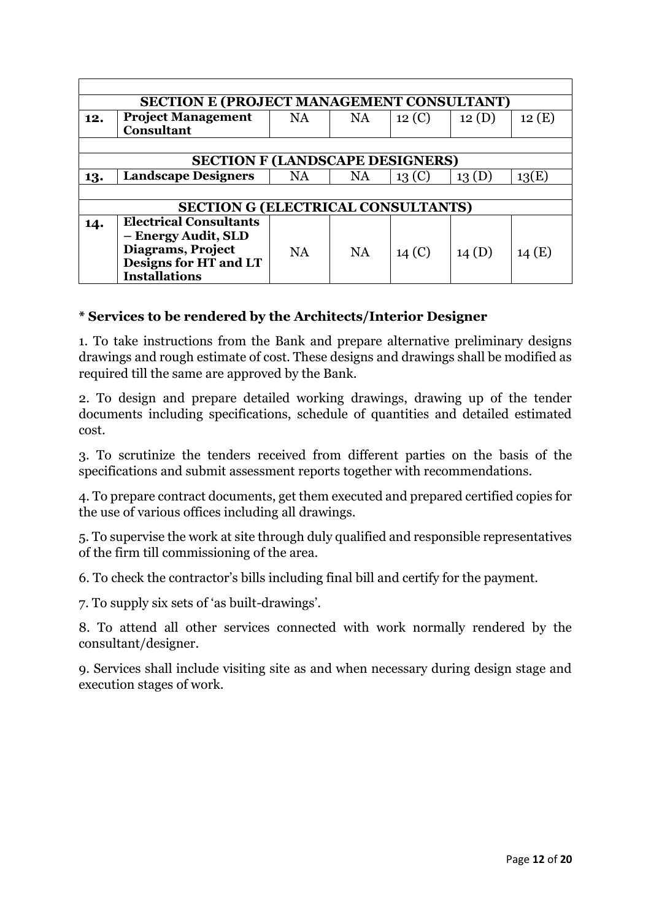| | | | | | | |
|---|---|---|---|---|---|---|
| **SECTION E (PROJECT MANAGEMENT CONSULTANT)** | | | | | | |
| **12.** | **Project Management Consultant** | NA | NA | 12 (C) | 12 (D) | 12 (E) |
| | | | | | | |
| **SECTION F (LANDSCAPE DESIGNERS)** | | | | | | |
| **13.** | **Landscape Designers** | NA | NA | 13 (C) | 13 (D) | 13(E) |
| | | | | | | |
| **SECTION G (ELECTRICAL CONSULTANTS)** | | | | | | |
| **14.** | **Electrical Consultants – Energy Audit, SLD Diagrams, Project Designs for HT and LT Installations** | NA | NA | 14 (C) | 14 (D) | 14 (E) |

### * Services to be rendered by the Architects/Interior Designer

1. To take instructions from the Bank and prepare alternative preliminary designs drawings and rough estimate of cost. These designs and drawings shall be modified as required till the same are approved by the Bank.

2. To design and prepare detailed working drawings, drawing up of the tender documents including specifications, schedule of quantities and detailed estimated cost.

3. To scrutinize the tenders received from different parties on the basis of the specifications and submit assessment reports together with recommendations.

4. To prepare contract documents, get them executed and prepared certified copies for the use of various offices including all drawings.

5. To supervise the work at site through duly qualified and responsible representatives of the firm till commissioning of the area.

6. To check the contractor's bills including final bill and certify for the payment.

7. To supply six sets of 'as built-drawings'.

8. To attend all other services connected with work normally rendered by the consultant/designer.

9. Services shall include visiting site as and when necessary during design stage and execution stages of work.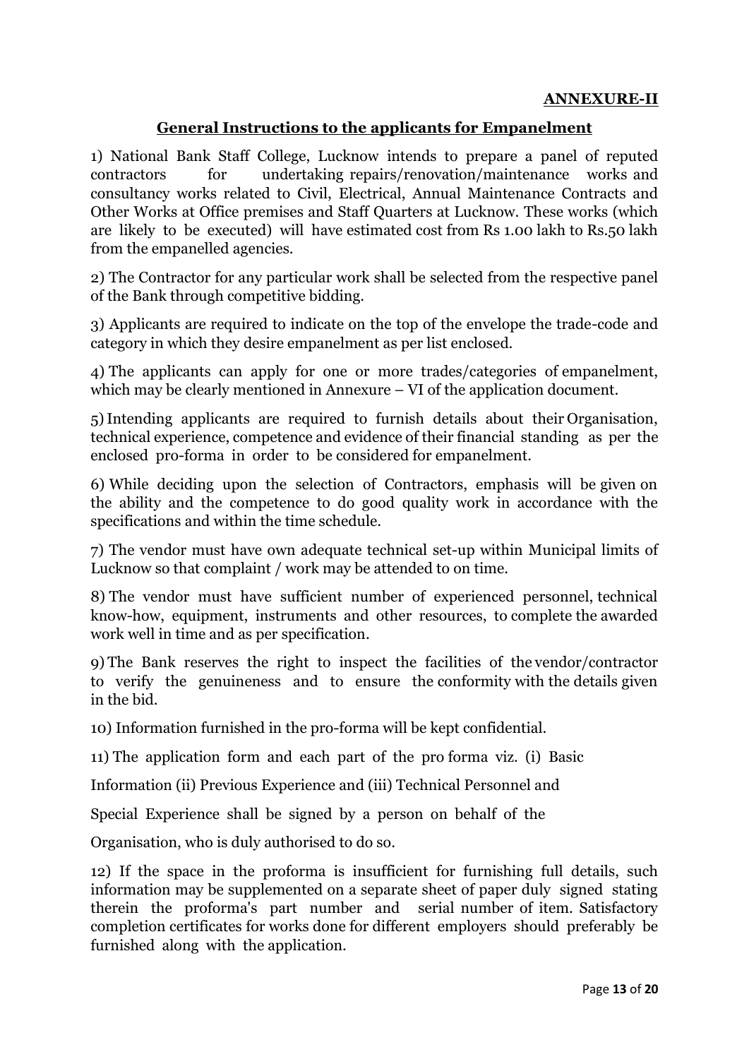**ANNEXURE-II**

## General Instructions to the applicants for Empanelment

1) National Bank Staff College, Lucknow intends to prepare a panel of reputed contractors for undertaking repairs/renovation/maintenance works and consultancy works related to Civil, Electrical, Annual Maintenance Contracts and Other Works at Office premises and Staff Quarters at Lucknow. These works (which are likely to be executed) will have estimated cost from Rs 1.00 lakh to Rs.50 lakh from the empanelled agencies.

2) The Contractor for any particular work shall be selected from the respective panel of the Bank through competitive bidding.

3) Applicants are required to indicate on the top of the envelope the trade-code and category in which they desire empanelment as per list enclosed.

4) The applicants can apply for one or more trades/categories of empanelment, which may be clearly mentioned in Annexure – VI of the application document.

5) Intending applicants are required to furnish details about their Organisation, technical experience, competence and evidence of their financial standing as per the enclosed pro-forma in order to be considered for empanelment.

6) While deciding upon the selection of Contractors, emphasis will be given on the ability and the competence to do good quality work in accordance with the specifications and within the time schedule.

7) The vendor must have own adequate technical set-up within Municipal limits of Lucknow so that complaint / work may be attended to on time.

8) The vendor must have sufficient number of experienced personnel, technical know-how, equipment, instruments and other resources, to complete the awarded work well in time and as per specification.

9) The Bank reserves the right to inspect the facilities of the vendor/contractor to verify the genuineness and to ensure the conformity with the details given in the bid.

10) Information furnished in the pro-forma will be kept confidential.

11) The application form and each part of the pro forma viz. (i) Basic Information (ii) Previous Experience and (iii) Technical Personnel and Special Experience shall be signed by a person on behalf of the Organisation, who is duly authorised to do so.

12) If the space in the proforma is insufficient for furnishing full details, such information may be supplemented on a separate sheet of paper duly signed stating therein the proforma's part number and serial number of item. Satisfactory completion certificates for works done for different employers should preferably be furnished along with the application.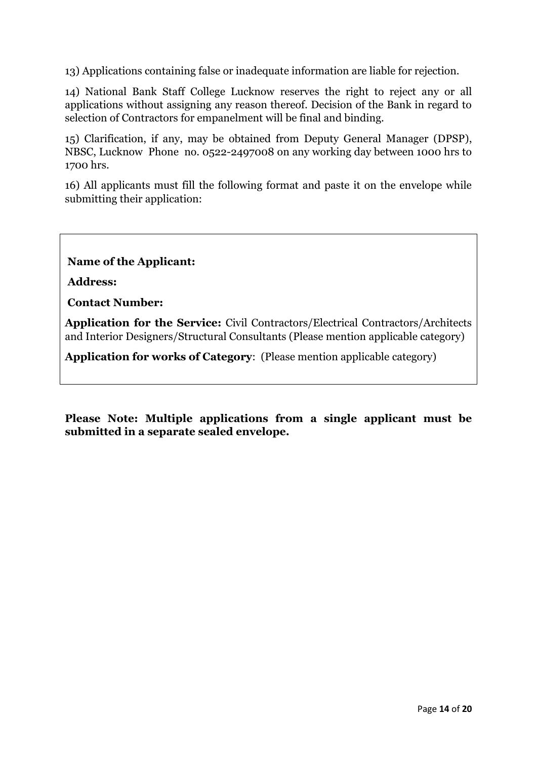13) Applications containing false or inadequate information are liable for rejection.

14) National Bank Staff College Lucknow reserves the right to reject any or all applications without assigning any reason thereof. Decision of the Bank in regard to selection of Contractors for empanelment will be final and binding.

15) Clarification, if any, may be obtained from Deputy General Manager (DPSP), NBSC, Lucknow Phone no. 0522-2497008 on any working day between 1000 hrs to 1700 hrs.

16) All applicants must fill the following format and paste it on the envelope while submitting their application:

**Name of the Applicant:**

**Address:**

**Contact Number:**

**Application for the Service:** Civil Contractors/Electrical Contractors/Architects and Interior Designers/Structural Consultants (Please mention applicable category)

**Application for works of Category**: (Please mention applicable category)

**Please Note: Multiple applications from a single applicant must be submitted in a separate sealed envelope.**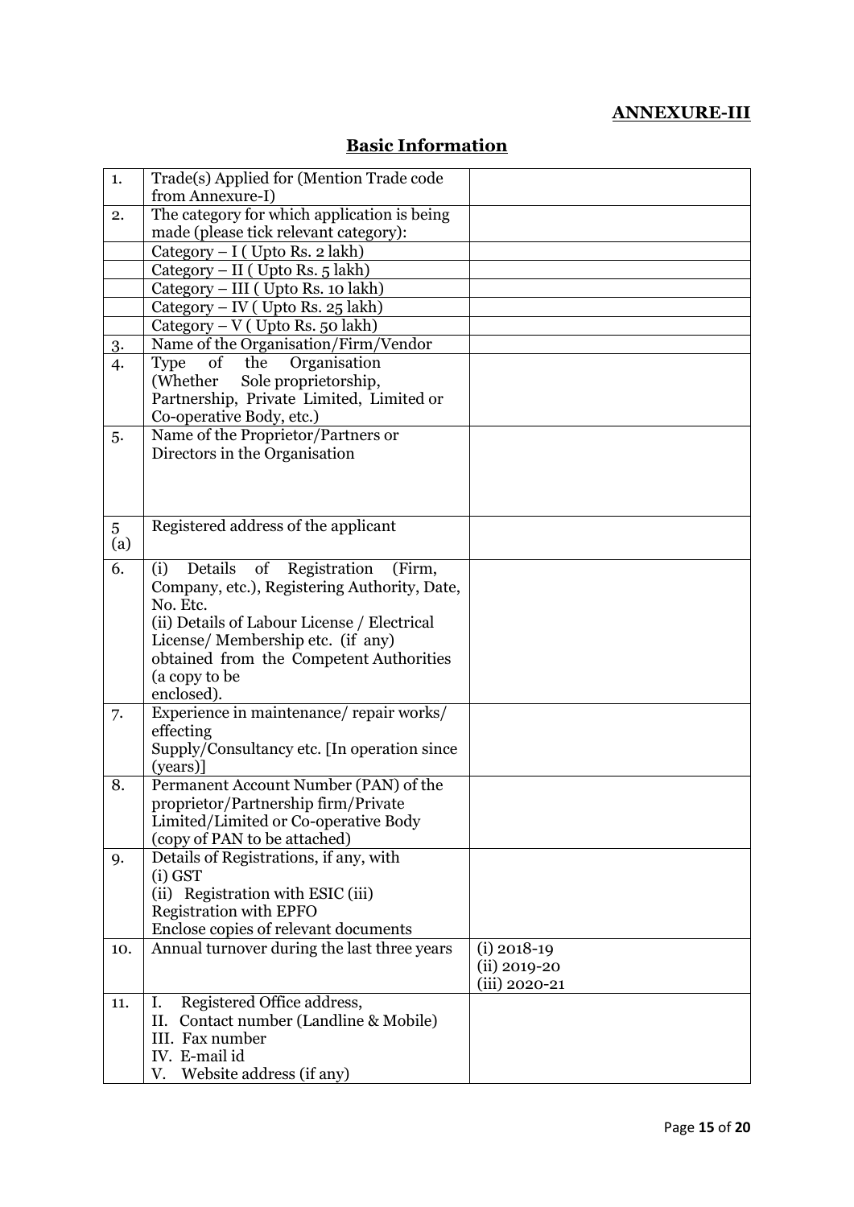**ANNEXURE-III**

## Basic Information

| | | |
|---|---|---|
| 1. | Trade(s) Applied for (Mention Trade code from Annexure-I) | |
| 2. | The category for which application is being made (please tick relevant category): | |
| | Category – I ( Upto Rs. 2 lakh) | |
| | Category – II ( Upto Rs. 5 lakh) | |
| | Category – III ( Upto Rs. 10 lakh) | |
| | Category – IV ( Upto Rs. 25 lakh) | |
| | Category – V ( Upto Rs. 50 lakh) | |
| 3. | Name of the Organisation/Firm/Vendor | |
| 4. | Type of the Organisation (Whether Sole proprietorship, Partnership, Private Limited, Limited or Co-operative Body, etc.) | |
| 5. | Name of the Proprietor/Partners or Directors in the Organisation | |
| 5 (a) | Registered address of the applicant | |
| 6. | (i) Details of Registration (Firm, Company, etc.), Registering Authority, Date, No. Etc.<br>(ii) Details of Labour License / Electrical License/ Membership etc. (if any) obtained from the Competent Authorities (a copy to be enclosed). | |
| 7. | Experience in maintenance/ repair works/ effecting Supply/Consultancy etc. [In operation since (years)] | |
| 8. | Permanent Account Number (PAN) of the proprietor/Partnership firm/Private Limited/Limited or Co-operative Body (copy of PAN to be attached) | |
| 9. | Details of Registrations, if any, with<br>(i) GST<br>(ii) Registration with ESIC (iii) Registration with EPFO<br>Enclose copies of relevant documents | |
| 10. | Annual turnover during the last three years | (i) 2018-19<br>(ii) 2019-20<br>(iii) 2020-21 |
| 11. | I. Registered Office address,<br>II. Contact number (Landline & Mobile)<br>III. Fax number<br>IV. E-mail id<br>V. Website address (if any) | |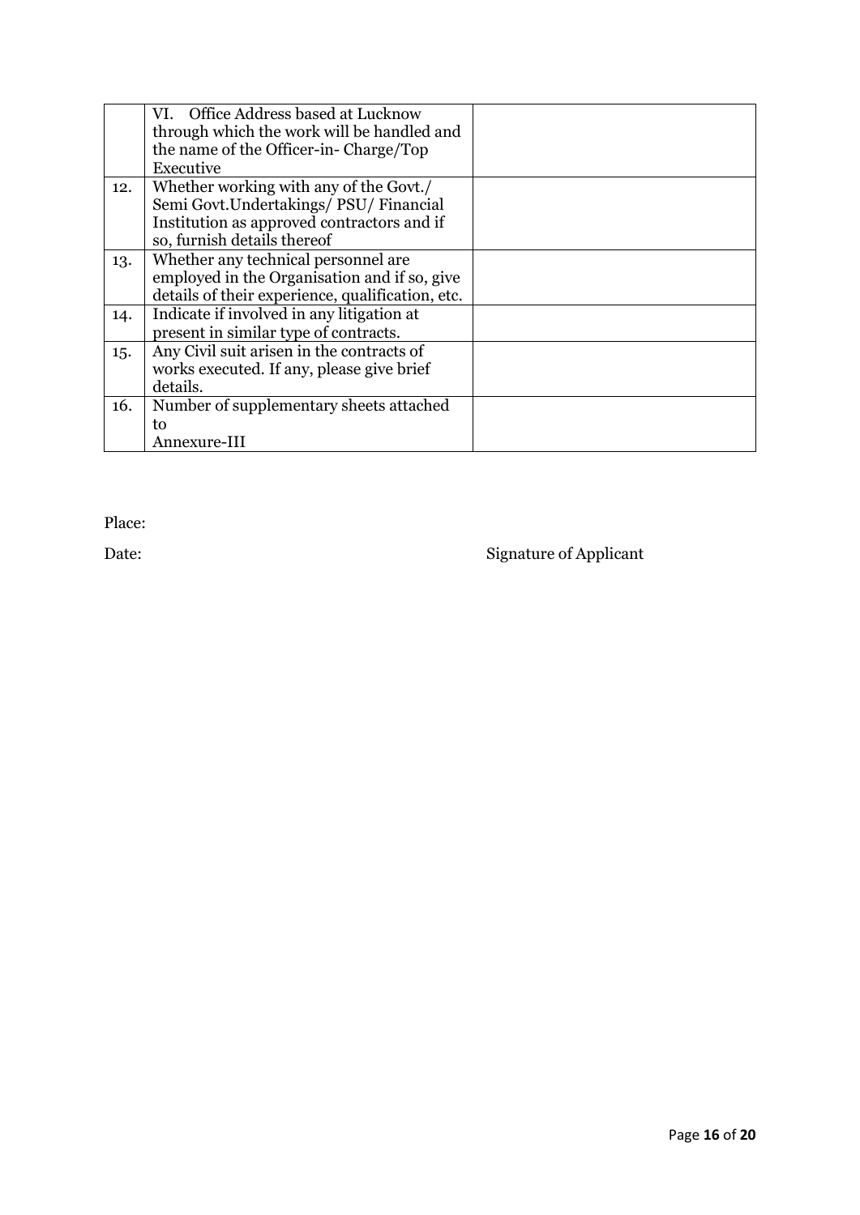| | | |
|---|---|---|
| | VI. Office Address based at Lucknow through which the work will be handled and the name of the Officer-in- Charge/Top Executive | |
| 12. | Whether working with any of the Govt./ Semi Govt.Undertakings/ PSU/ Financial Institution as approved contractors and if so, furnish details thereof | |
| 13. | Whether any technical personnel are employed in the Organisation and if so, give details of their experience, qualification, etc. | |
| 14. | Indicate if involved in any litigation at present in similar type of contracts. | |
| 15. | Any Civil suit arisen in the contracts of works executed. If any, please give brief details. | |
| 16. | Number of supplementary sheets attached to Annexure-III | |

Place:

Date: Signature of Applicant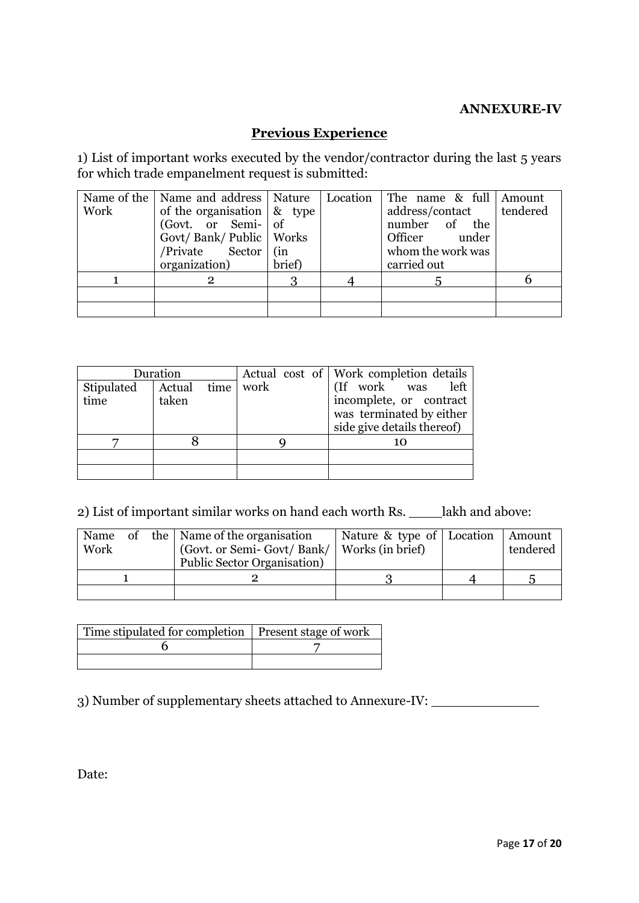**ANNEXURE-IV**

## Previous Experience

1) List of important works executed by the vendor/contractor during the last 5 years for which trade empanelment request is submitted:

| Name of the Work | Name and address of the organisation (Govt. or Semi-Govt/ Bank/ Public /Private Sector organization) | Nature & type of Works (in brief) | Location | The name & full address/contact number of the Officer under whom the work was carried out | Amount tendered |
|---|---|---|---|---|---|
| 1 | 2 | 3 | 4 | 5 | 6 |
| | | | | | |
| | | | | | |

| Duration | | Actual cost of work | Work completion details (If work was left incomplete, or contract was terminated by either side give details thereof) |
|---|---|---|---|
| Stipulated time | Actual time taken | | |
| 7 | 8 | 9 | 10 |
| | | | |
| | | | |

2) List of important similar works on hand each worth Rs. ____lakh and above:

| Name of the Work | Name of the organisation (Govt. or Semi- Govt/ Bank/ Public Sector Organisation) | Nature & type of Works (in brief) | Location | Amount tendered |
|---|---|---|---|---|
| 1 | 2 | 3 | 4 | 5 |
| | | | | |

| Time stipulated for completion | Present stage of work |
|---|---|
| 6 | 7 |
| | |

3) Number of supplementary sheets attached to Annexure-IV: _____________

Date: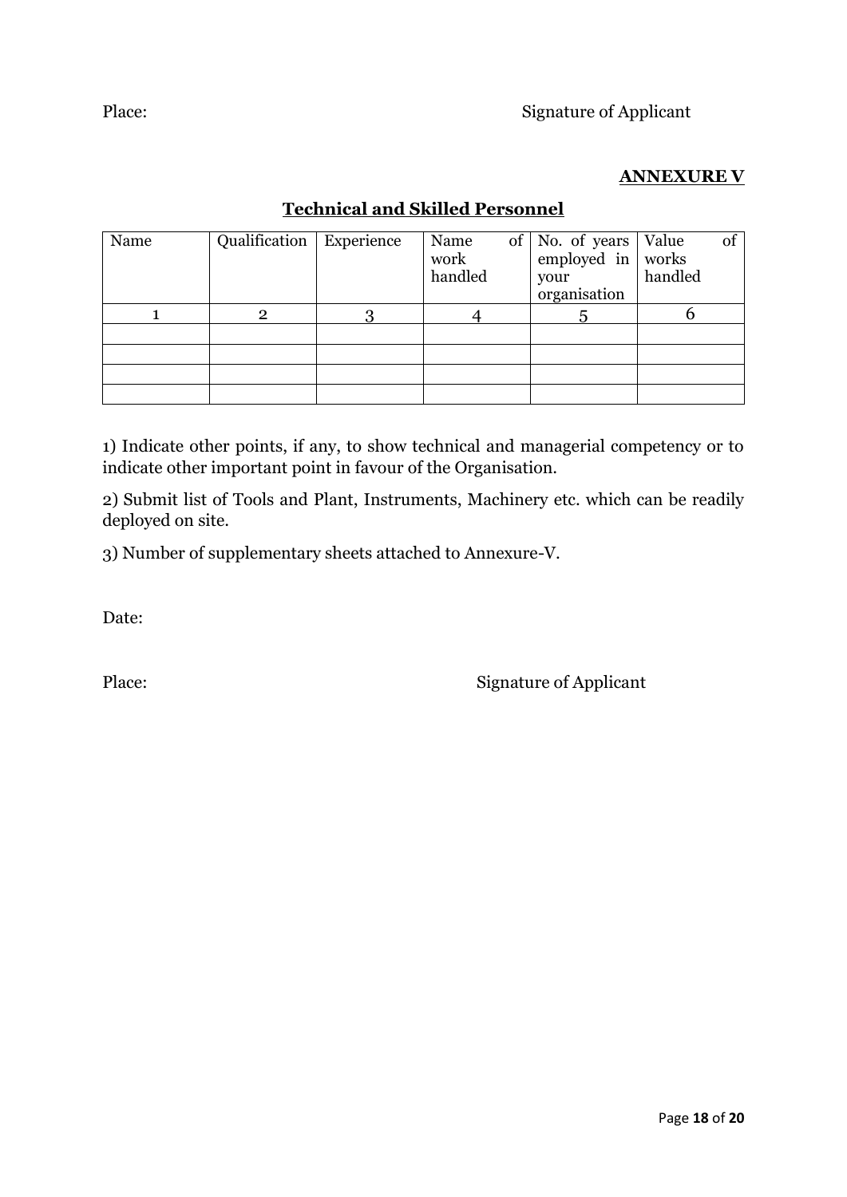Place: Signature of Applicant

**ANNEXURE V**

## Technical and Skilled Personnel

| Name | Qualification | Experience | Name of work handled | No. of years employed in your organisation | Value of works handled |
|---|---|---|---|---|---|
| 1 | 2 | 3 | 4 | 5 | 6 |
| | | | | | |
| | | | | | |
| | | | | | |
| | | | | | |

1) Indicate other points, if any, to show technical and managerial competency or to indicate other important point in favour of the Organisation.

2) Submit list of Tools and Plant, Instruments, Machinery etc. which can be readily deployed on site.

3) Number of supplementary sheets attached to Annexure-V.

Date:

Place: Signature of Applicant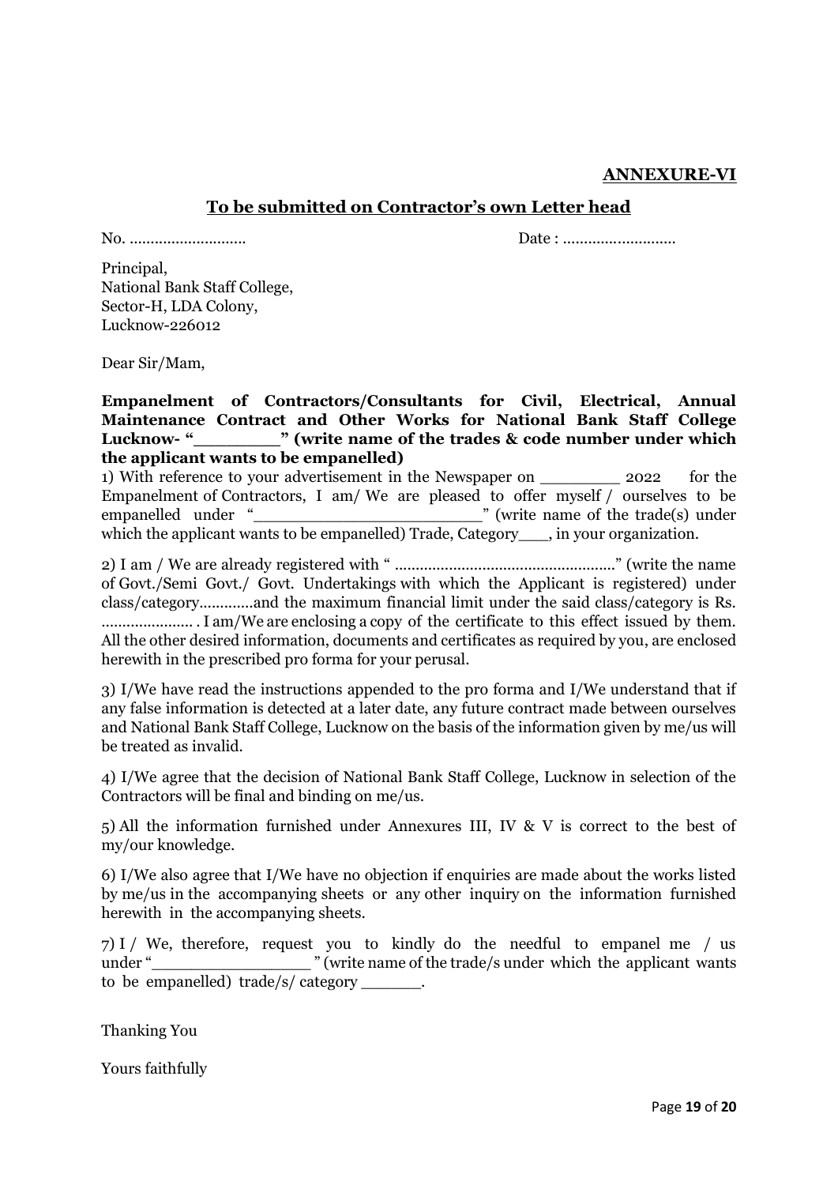**ANNEXURE-VI**

## To be submitted on Contractor's own Letter head

No. ……………………… Date : ………………………

Principal,
National Bank Staff College,
Sector-H, LDA Colony,
Lucknow-226012

Dear Sir/Mam,

**Empanelment of Contractors/Consultants for Civil, Electrical, Annual Maintenance Contract and Other Works for National Bank Staff College Lucknow- "________" (write name of the trades & code number under which the applicant wants to be empanelled)**

1) With reference to your advertisement in the Newspaper on ________ 2022 for the Empanelment of Contractors, I am/ We are pleased to offer myself / ourselves to be empanelled under "______________________" (write name of the trade(s) under which the applicant wants to be empanelled) Trade, Category___, in your organization.

2) I am / We are already registered with " ………………………………………………" (write the name of Govt./Semi Govt./ Govt. Undertakings with which the Applicant is registered) under class/category…………and the maximum financial limit under the said class/category is Rs. …………………. . I am/We are enclosing a copy of the certificate to this effect issued by them. All the other desired information, documents and certificates as required by you, are enclosed herewith in the prescribed pro forma for your perusal.

3) I/We have read the instructions appended to the pro forma and I/We understand that if any false information is detected at a later date, any future contract made between ourselves and National Bank Staff College, Lucknow on the basis of the information given by me/us will be treated as invalid.

4) I/We agree that the decision of National Bank Staff College, Lucknow in selection of the Contractors will be final and binding on me/us.

5) All the information furnished under Annexures III, IV & V is correct to the best of my/our knowledge.

6) I/We also agree that I/We have no objection if enquiries are made about the works listed by me/us in the accompanying sheets or any other inquiry on the information furnished herewith in the accompanying sheets.

7) I / We, therefore, request you to kindly do the needful to empanel me / us under "________________ " (write name of the trade/s under which the applicant wants to be empanelled) trade/s/ category ______.

Thanking You

Yours faithfully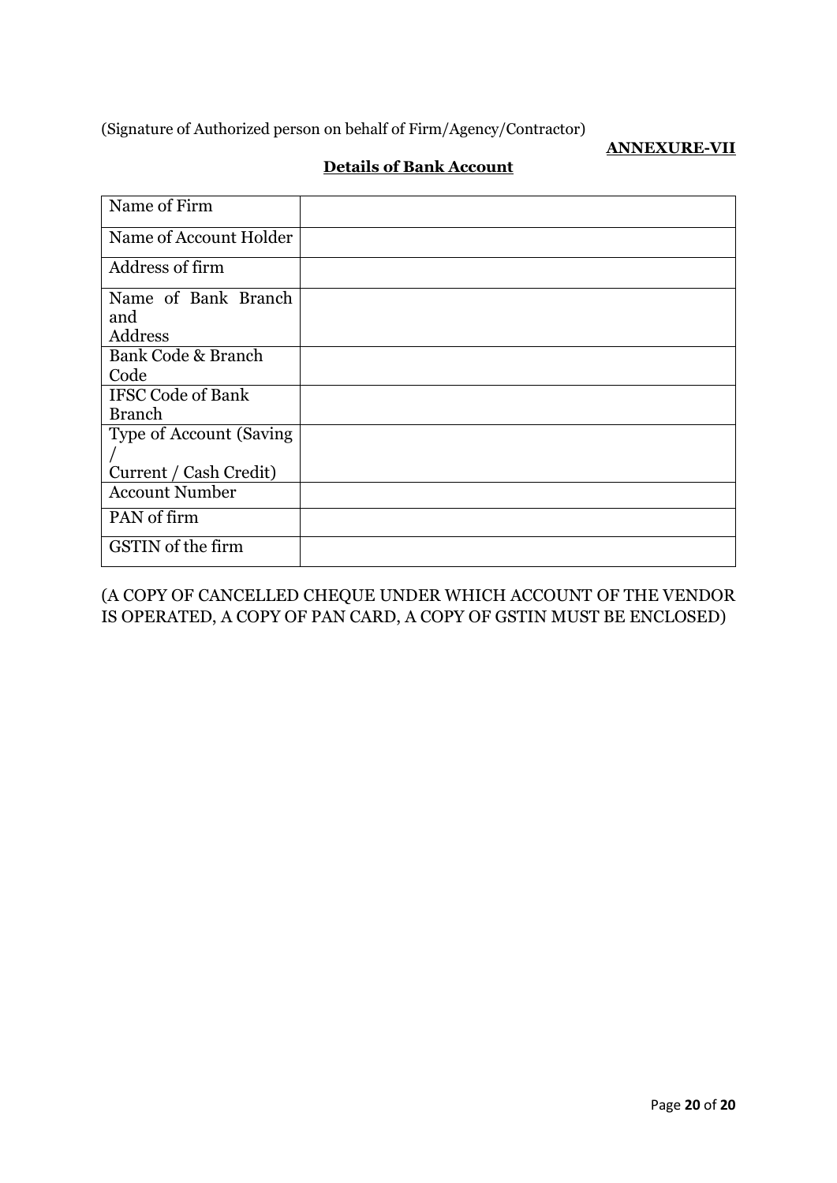(Signature of Authorized person on behalf of Firm/Agency/Contractor)

**ANNEXURE-VII**

**Details of Bank Account**

| | |
|---|---|
| Name of Firm | |
| Name of Account Holder | |
| Address of firm | |
| Name of Bank Branch and Address | |
| Bank Code & Branch Code | |
| IFSC Code of Bank Branch | |
| Type of Account (Saving / Current / Cash Credit) | |
| Account Number | |
| PAN of firm | |
| GSTIN of the firm | |

(A COPY OF CANCELLED CHEQUE UNDER WHICH ACCOUNT OF THE VENDOR IS OPERATED, A COPY OF PAN CARD, A COPY OF GSTIN MUST BE ENCLOSED)